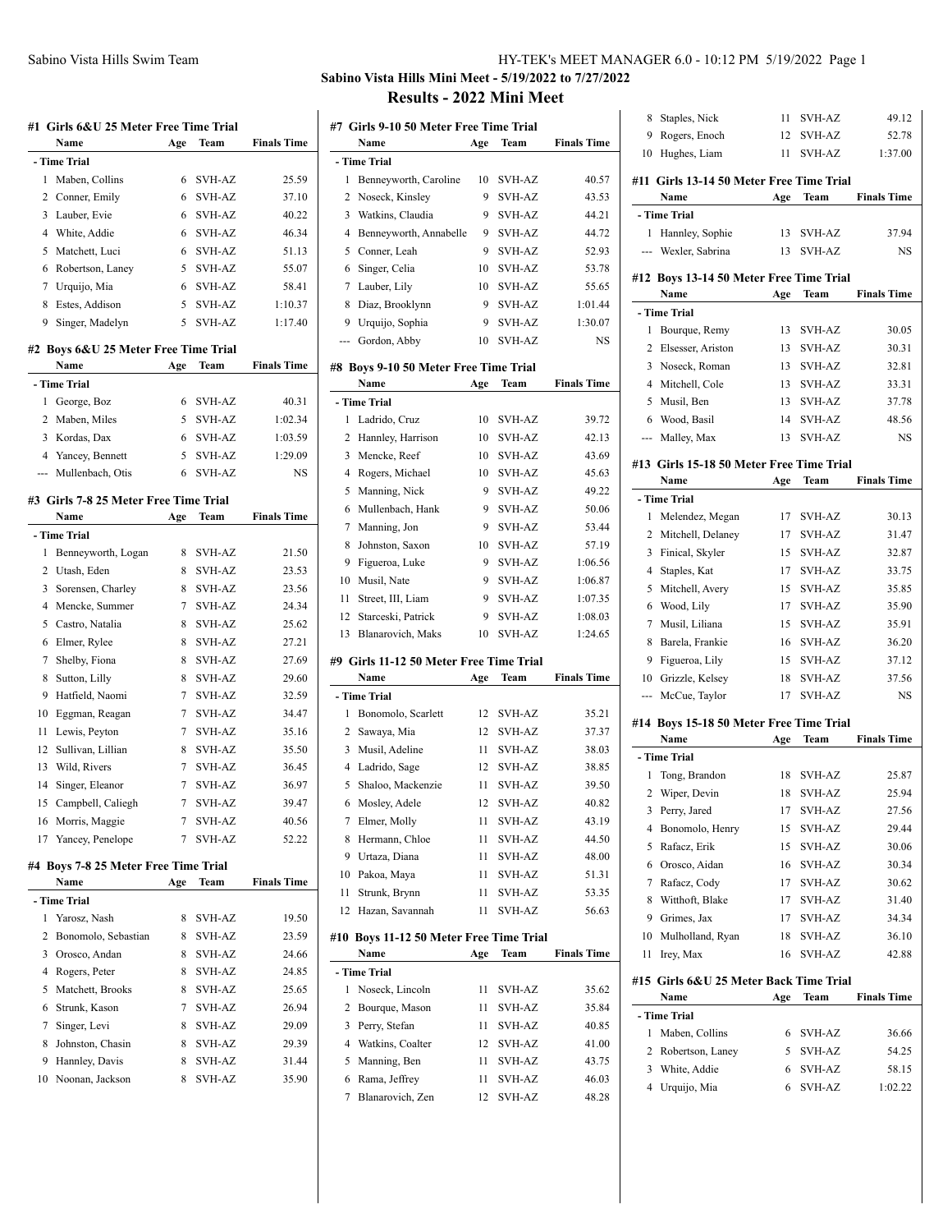## Sabino Vista Hills Mini Meet - 5/19/2022 to 7/27/2022

## Results - 2022 Mini Meet

### #1 Girls 6&U 25 Meter Free Time Trial

| | Name | Age | Team | Finals Time |
|---|---|---|---|---|
| **- Time Trial** | | | | |
| 1 | Maben, Collins | 6 | SVH-AZ | 25.59 |
| 2 | Conner, Emily | 6 | SVH-AZ | 37.10 |
| 3 | Lauber, Evie | 6 | SVH-AZ | 40.22 |
| 4 | White, Addie | 6 | SVH-AZ | 46.34 |
| 5 | Matchett, Luci | 6 | SVH-AZ | 51.13 |
| 6 | Robertson, Laney | 5 | SVH-AZ | 55.07 |
| 7 | Urquijo, Mia | 6 | SVH-AZ | 58.41 |
| 8 | Estes, Addison | 5 | SVH-AZ | 1:10.37 |
| 9 | Singer, Madelyn | 5 | SVH-AZ | 1:17.40 |

### #2 Boys 6&U 25 Meter Free Time Trial

| | Name | Age | Team | Finals Time |
|---|---|---|---|---|
| **- Time Trial** | | | | |
| 1 | George, Boz | 6 | SVH-AZ | 40.31 |
| 2 | Maben, Miles | 5 | SVH-AZ | 1:02.34 |
| 3 | Kordas, Dax | 6 | SVH-AZ | 1:03.59 |
| 4 | Yancey, Bennett | 5 | SVH-AZ | 1:29.09 |
| --- | Mullenbach, Otis | 6 | SVH-AZ | NS |

### #3 Girls 7-8 25 Meter Free Time Trial

| | Name | Age | Team | Finals Time |
|---|---|---|---|---|
| **- Time Trial** | | | | |
| 1 | Benneyworth, Logan | 8 | SVH-AZ | 21.50 |
| 2 | Utash, Eden | 8 | SVH-AZ | 23.53 |
| 3 | Sorensen, Charley | 8 | SVH-AZ | 23.56 |
| 4 | Mencke, Summer | 7 | SVH-AZ | 24.34 |
| 5 | Castro, Natalia | 8 | SVH-AZ | 25.62 |
| 6 | Elmer, Rylee | 8 | SVH-AZ | 27.21 |
| 7 | Shelby, Fiona | 8 | SVH-AZ | 27.69 |
| 8 | Sutton, Lilly | 8 | SVH-AZ | 29.60 |
| 9 | Hatfield, Naomi | 7 | SVH-AZ | 32.59 |
| 10 | Eggman, Reagan | 7 | SVH-AZ | 34.47 |
| 11 | Lewis, Peyton | 7 | SVH-AZ | 35.16 |
| 12 | Sullivan, Lillian | 8 | SVH-AZ | 35.50 |
| 13 | Wild, Rivers | 7 | SVH-AZ | 36.45 |
| 14 | Singer, Eleanor | 7 | SVH-AZ | 36.97 |
| 15 | Campbell, Caliegh | 7 | SVH-AZ | 39.47 |
| 16 | Morris, Maggie | 7 | SVH-AZ | 40.56 |
| 17 | Yancey, Penelope | 7 | SVH-AZ | 52.22 |

### #4 Boys 7-8 25 Meter Free Time Trial

| | Name | Age | Team | Finals Time |
|---|---|---|---|---|
| **- Time Trial** | | | | |
| 1 | Yarosz, Nash | 8 | SVH-AZ | 19.50 |
| 2 | Bonomolo, Sebastian | 8 | SVH-AZ | 23.59 |
| 3 | Orosco, Andan | 8 | SVH-AZ | 24.66 |
| 4 | Rogers, Peter | 8 | SVH-AZ | 24.85 |
| 5 | Matchett, Brooks | 8 | SVH-AZ | 25.65 |
| 6 | Strunk, Kason | 7 | SVH-AZ | 26.94 |
| 7 | Singer, Levi | 8 | SVH-AZ | 29.09 |
| 8 | Johnston, Chasin | 8 | SVH-AZ | 29.39 |
| 9 | Hannley, Davis | 8 | SVH-AZ | 31.44 |
| 10 | Noonan, Jackson | 8 | SVH-AZ | 35.90 |

### #7 Girls 9-10 50 Meter Free Time Trial

| | Name | Age | Team | Finals Time |
|---|---|---|---|---|
| **- Time Trial** | | | | |
| 1 | Benneyworth, Caroline | 10 | SVH-AZ | 40.57 |
| 2 | Noseck, Kinsley | 9 | SVH-AZ | 43.53 |
| 3 | Watkins, Claudia | 9 | SVH-AZ | 44.21 |
| 4 | Benneyworth, Annabelle | 9 | SVH-AZ | 44.72 |
| 5 | Conner, Leah | 9 | SVH-AZ | 52.93 |
| 6 | Singer, Celia | 10 | SVH-AZ | 53.78 |
| 7 | Lauber, Lily | 10 | SVH-AZ | 55.65 |
| 8 | Diaz, Brooklynn | 9 | SVH-AZ | 1:01.44 |
| 9 | Urquijo, Sophia | 9 | SVH-AZ | 1:30.07 |
| --- | Gordon, Abby | 10 | SVH-AZ | NS |

### #8 Boys 9-10 50 Meter Free Time Trial

| | Name | Age | Team | Finals Time |
|---|---|---|---|---|
| **- Time Trial** | | | | |
| 1 | Ladrido, Cruz | 10 | SVH-AZ | 39.72 |
| 2 | Hannley, Harrison | 10 | SVH-AZ | 42.13 |
| 3 | Mencke, Reef | 10 | SVH-AZ | 43.69 |
| 4 | Rogers, Michael | 10 | SVH-AZ | 45.63 |
| 5 | Manning, Nick | 9 | SVH-AZ | 49.22 |
| 6 | Mullenbach, Hank | 9 | SVH-AZ | 50.06 |
| 7 | Manning, Jon | 9 | SVH-AZ | 53.44 |
| 8 | Johnston, Saxon | 10 | SVH-AZ | 57.19 |
| 9 | Figueroa, Luke | 9 | SVH-AZ | 1:06.56 |
| 10 | Musil, Nate | 9 | SVH-AZ | 1:06.87 |
| 11 | Street, III, Liam | 9 | SVH-AZ | 1:07.35 |
| 12 | Starceski, Patrick | 9 | SVH-AZ | 1:08.03 |
| 13 | Blanarovich, Maks | 10 | SVH-AZ | 1:24.65 |

### #9 Girls 11-12 50 Meter Free Time Trial

| | Name | Age | Team | Finals Time |
|---|---|---|---|---|
| **- Time Trial** | | | | |
| 1 | Bonomolo, Scarlett | 12 | SVH-AZ | 35.21 |
| 2 | Sawaya, Mia | 12 | SVH-AZ | 37.37 |
| 3 | Musil, Adeline | 11 | SVH-AZ | 38.03 |
| 4 | Ladrido, Sage | 12 | SVH-AZ | 38.85 |
| 5 | Shaloo, Mackenzie | 11 | SVH-AZ | 39.50 |
| 6 | Mosley, Adele | 12 | SVH-AZ | 40.82 |
| 7 | Elmer, Molly | 11 | SVH-AZ | 43.19 |
| 8 | Hermann, Chloe | 11 | SVH-AZ | 44.50 |
| 9 | Urtaza, Diana | 11 | SVH-AZ | 48.00 |
| 10 | Pakoa, Maya | 11 | SVH-AZ | 51.31 |
| 11 | Strunk, Brynn | 11 | SVH-AZ | 53.35 |
| 12 | Hazan, Savannah | 11 | SVH-AZ | 56.63 |

### #10 Boys 11-12 50 Meter Free Time Trial

| | Name | Age | Team | Finals Time |
|---|---|---|---|---|
| **- Time Trial** | | | | |
| 1 | Noseck, Lincoln | 11 | SVH-AZ | 35.62 |
| 2 | Bourque, Mason | 11 | SVH-AZ | 35.84 |
| 3 | Perry, Stefan | 11 | SVH-AZ | 40.85 |
| 4 | Watkins, Coalter | 12 | SVH-AZ | 41.00 |
| 5 | Manning, Ben | 11 | SVH-AZ | 43.75 |
| 6 | Rama, Jeffrey | 11 | SVH-AZ | 46.03 |
| 7 | Blanarovich, Zen | 12 | SVH-AZ | 48.28 |
| 8 | Staples, Nick | 11 | SVH-AZ | 49.12 |
| 9 | Rogers, Enoch | 12 | SVH-AZ | 52.78 |
| 10 | Hughes, Liam | 11 | SVH-AZ | 1:37.00 |

### #11 Girls 13-14 50 Meter Free Time Trial

| | Name | Age | Team | Finals Time |
|---|---|---|---|---|
| **- Time Trial** | | | | |
| 1 | Hannley, Sophie | 13 | SVH-AZ | 37.94 |
| --- | Wexler, Sabrina | 13 | SVH-AZ | NS |

### #12 Boys 13-14 50 Meter Free Time Trial

| | Name | Age | Team | Finals Time |
|---|---|---|---|---|
| **- Time Trial** | | | | |
| 1 | Bourque, Remy | 13 | SVH-AZ | 30.05 |
| 2 | Elsesser, Ariston | 13 | SVH-AZ | 30.31 |
| 3 | Noseck, Roman | 13 | SVH-AZ | 32.81 |
| 4 | Mitchell, Cole | 13 | SVH-AZ | 33.31 |
| 5 | Musil, Ben | 13 | SVH-AZ | 37.78 |
| 6 | Wood, Basil | 14 | SVH-AZ | 48.56 |
| --- | Malley, Max | 13 | SVH-AZ | NS |

### #13 Girls 15-18 50 Meter Free Time Trial

| | Name | Age | Team | Finals Time |
|---|---|---|---|---|
| **- Time Trial** | | | | |
| 1 | Melendez, Megan | 17 | SVH-AZ | 30.13 |
| 2 | Mitchell, Delaney | 17 | SVH-AZ | 31.47 |
| 3 | Finical, Skyler | 15 | SVH-AZ | 32.87 |
| 4 | Staples, Kat | 17 | SVH-AZ | 33.75 |
| 5 | Mitchell, Avery | 15 | SVH-AZ | 35.85 |
| 6 | Wood, Lily | 17 | SVH-AZ | 35.90 |
| 7 | Musil, Liliana | 15 | SVH-AZ | 35.91 |
| 8 | Barela, Frankie | 16 | SVH-AZ | 36.20 |
| 9 | Figueroa, Lily | 15 | SVH-AZ | 37.12 |
| 10 | Grizzle, Kelsey | 18 | SVH-AZ | 37.56 |
| --- | McCue, Taylor | 17 | SVH-AZ | NS |

### #14 Boys 15-18 50 Meter Free Time Trial

| | Name | Age | Team | Finals Time |
|---|---|---|---|---|
| **- Time Trial** | | | | |
| 1 | Tong, Brandon | 18 | SVH-AZ | 25.87 |
| 2 | Wiper, Devin | 18 | SVH-AZ | 25.94 |
| 3 | Perry, Jared | 17 | SVH-AZ | 27.56 |
| 4 | Bonomolo, Henry | 15 | SVH-AZ | 29.44 |
| 5 | Rafacz, Erik | 15 | SVH-AZ | 30.06 |
| 6 | Orosco, Aidan | 16 | SVH-AZ | 30.34 |
| 7 | Rafacz, Cody | 17 | SVH-AZ | 30.62 |
| 8 | Witthoft, Blake | 17 | SVH-AZ | 31.40 |
| 9 | Grimes, Jax | 17 | SVH-AZ | 34.34 |
| 10 | Mulholland, Ryan | 18 | SVH-AZ | 36.10 |
| 11 | Irey, Max | 16 | SVH-AZ | 42.88 |

### #15 Girls 6&U 25 Meter Back Time Trial

| | Name | Age | Team | Finals Time |
|---|---|---|---|---|
| **- Time Trial** | | | | |
| 1 | Maben, Collins | 6 | SVH-AZ | 36.66 |
| 2 | Robertson, Laney | 5 | SVH-AZ | 54.25 |
| 3 | White, Addie | 6 | SVH-AZ | 58.15 |
| 4 | Urquijo, Mia | 6 | SVH-AZ | 1:02.22 |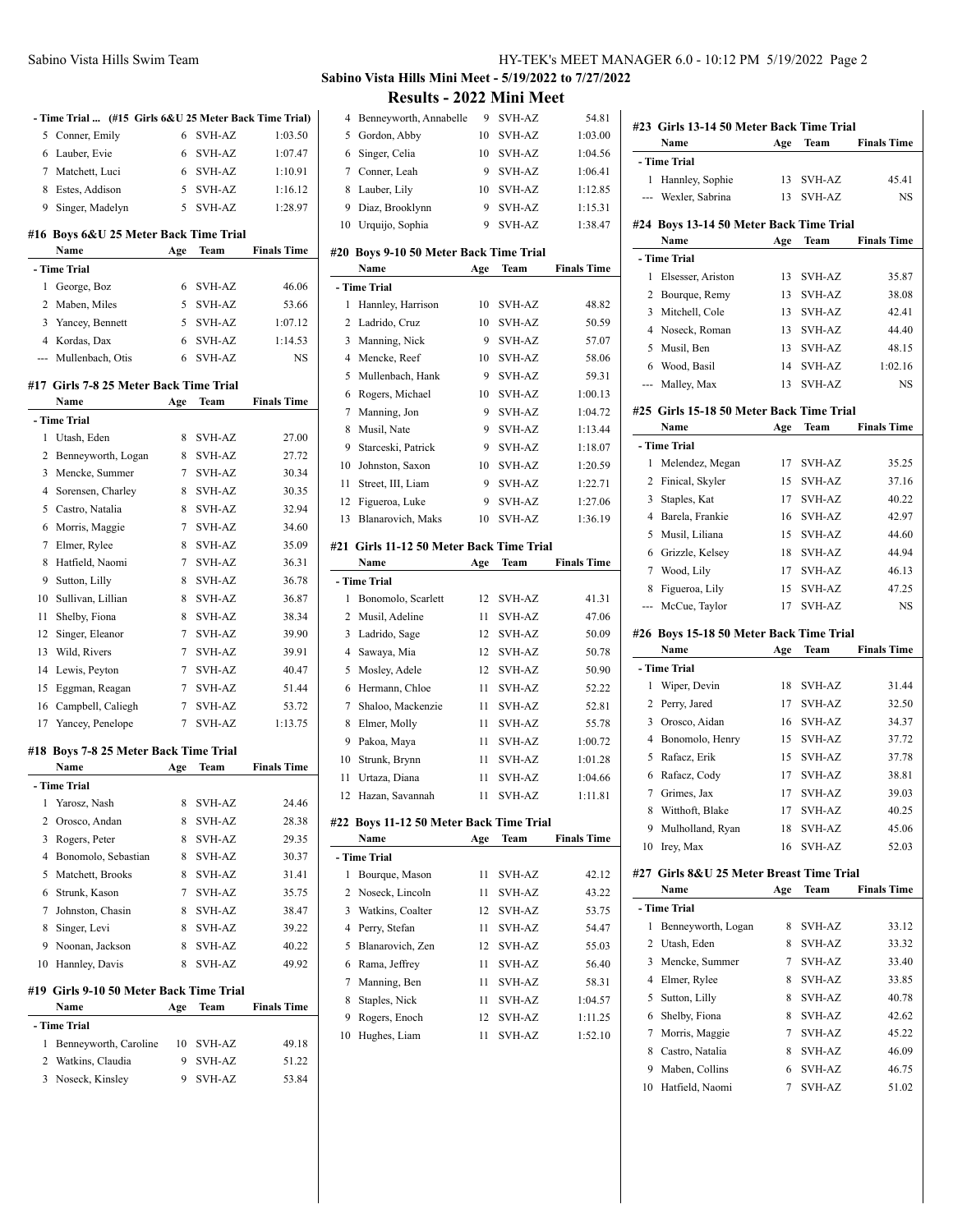## Sabino Vista Hills Mini Meet - 5/19/2022 to 7/27/2022

## Results - 2022 Mini Meet

**- Time Trial ... (#15 Girls 6&U 25 Meter Back Time Trial)**

| | Name | Age | Team | Finals Time |
|---|---|---|---|---|
| 5 | Conner, Emily | 6 | SVH-AZ | 1:03.50 |
| 6 | Lauber, Evie | 6 | SVH-AZ | 1:07.47 |
| 7 | Matchett, Luci | 6 | SVH-AZ | 1:10.91 |
| 8 | Estes, Addison | 5 | SVH-AZ | 1:16.12 |
| 9 | Singer, Madelyn | 5 | SVH-AZ | 1:28.97 |

### #16 Boys 6&U 25 Meter Back Time Trial

| | Name | Age | Team | Finals Time |
|---|---|---|---|---|
| **- Time Trial** | | | | |
| 1 | George, Boz | 6 | SVH-AZ | 46.06 |
| 2 | Maben, Miles | 5 | SVH-AZ | 53.66 |
| 3 | Yancey, Bennett | 5 | SVH-AZ | 1:07.12 |
| 4 | Kordas, Dax | 6 | SVH-AZ | 1:14.53 |
| --- | Mullenbach, Otis | 6 | SVH-AZ | NS |

### #17 Girls 7-8 25 Meter Back Time Trial

| | Name | Age | Team | Finals Time |
|---|---|---|---|---|
| **- Time Trial** | | | | |
| 1 | Utash, Eden | 8 | SVH-AZ | 27.00 |
| 2 | Benneyworth, Logan | 8 | SVH-AZ | 27.72 |
| 3 | Mencke, Summer | 7 | SVH-AZ | 30.34 |
| 4 | Sorensen, Charley | 8 | SVH-AZ | 30.35 |
| 5 | Castro, Natalia | 8 | SVH-AZ | 32.94 |
| 6 | Morris, Maggie | 7 | SVH-AZ | 34.60 |
| 7 | Elmer, Rylee | 8 | SVH-AZ | 35.09 |
| 8 | Hatfield, Naomi | 7 | SVH-AZ | 36.31 |
| 9 | Sutton, Lilly | 8 | SVH-AZ | 36.78 |
| 10 | Sullivan, Lillian | 8 | SVH-AZ | 36.87 |
| 11 | Shelby, Fiona | 8 | SVH-AZ | 38.34 |
| 12 | Singer, Eleanor | 7 | SVH-AZ | 39.90 |
| 13 | Wild, Rivers | 7 | SVH-AZ | 39.91 |
| 14 | Lewis, Peyton | 7 | SVH-AZ | 40.47 |
| 15 | Eggman, Reagan | 7 | SVH-AZ | 51.44 |
| 16 | Campbell, Caliegh | 7 | SVH-AZ | 53.72 |
| 17 | Yancey, Penelope | 7 | SVH-AZ | 1:13.75 |

### #18 Boys 7-8 25 Meter Back Time Trial

| | Name | Age | Team | Finals Time |
|---|---|---|---|---|
| **- Time Trial** | | | | |
| 1 | Yarosz, Nash | 8 | SVH-AZ | 24.46 |
| 2 | Orosco, Andan | 8 | SVH-AZ | 28.38 |
| 3 | Rogers, Peter | 8 | SVH-AZ | 29.35 |
| 4 | Bonomolo, Sebastian | 8 | SVH-AZ | 30.37 |
| 5 | Matchett, Brooks | 8 | SVH-AZ | 31.41 |
| 6 | Strunk, Kason | 7 | SVH-AZ | 35.75 |
| 7 | Johnston, Chasin | 8 | SVH-AZ | 38.47 |
| 8 | Singer, Levi | 8 | SVH-AZ | 39.22 |
| 9 | Noonan, Jackson | 8 | SVH-AZ | 40.22 |
| 10 | Hannley, Davis | 8 | SVH-AZ | 49.92 |

### #19 Girls 9-10 50 Meter Back Time Trial

| | Name | Age | Team | Finals Time |
|---|---|---|---|---|
| **- Time Trial** | | | | |
| 1 | Benneyworth, Caroline | 10 | SVH-AZ | 49.18 |
| 2 | Watkins, Claudia | 9 | SVH-AZ | 51.22 |
| 3 | Noseck, Kinsley | 9 | SVH-AZ | 53.84 |
| 4 | Benneyworth, Annabelle | 9 | SVH-AZ | 54.81 |
| 5 | Gordon, Abby | 10 | SVH-AZ | 1:03.00 |
| 6 | Singer, Celia | 10 | SVH-AZ | 1:04.56 |
| 7 | Conner, Leah | 9 | SVH-AZ | 1:06.41 |
| 8 | Lauber, Lily | 10 | SVH-AZ | 1:12.85 |
| 9 | Diaz, Brooklynn | 9 | SVH-AZ | 1:15.31 |
| 10 | Urquijo, Sophia | 9 | SVH-AZ | 1:38.47 |

### #20 Boys 9-10 50 Meter Back Time Trial

| | Name | Age | Team | Finals Time |
|---|---|---|---|---|
| **- Time Trial** | | | | |
| 1 | Hannley, Harrison | 10 | SVH-AZ | 48.82 |
| 2 | Ladrido, Cruz | 10 | SVH-AZ | 50.59 |
| 3 | Manning, Nick | 9 | SVH-AZ | 57.07 |
| 4 | Mencke, Reef | 10 | SVH-AZ | 58.06 |
| 5 | Mullenbach, Hank | 9 | SVH-AZ | 59.31 |
| 6 | Rogers, Michael | 10 | SVH-AZ | 1:00.13 |
| 7 | Manning, Jon | 9 | SVH-AZ | 1:04.72 |
| 8 | Musil, Nate | 9 | SVH-AZ | 1:13.44 |
| 9 | Starceski, Patrick | 9 | SVH-AZ | 1:18.07 |
| 10 | Johnston, Saxon | 10 | SVH-AZ | 1:20.59 |
| 11 | Street, III, Liam | 9 | SVH-AZ | 1:22.71 |
| 12 | Figueroa, Luke | 9 | SVH-AZ | 1:27.06 |
| 13 | Blanarovich, Maks | 10 | SVH-AZ | 1:36.19 |

### #21 Girls 11-12 50 Meter Back Time Trial

| | Name | Age | Team | Finals Time |
|---|---|---|---|---|
| **- Time Trial** | | | | |
| 1 | Bonomolo, Scarlett | 12 | SVH-AZ | 41.31 |
| 2 | Musil, Adeline | 11 | SVH-AZ | 47.06 |
| 3 | Ladrido, Sage | 12 | SVH-AZ | 50.09 |
| 4 | Sawaya, Mia | 12 | SVH-AZ | 50.78 |
| 5 | Mosley, Adele | 12 | SVH-AZ | 50.90 |
| 6 | Hermann, Chloe | 11 | SVH-AZ | 52.22 |
| 7 | Shaloo, Mackenzie | 11 | SVH-AZ | 52.81 |
| 8 | Elmer, Molly | 11 | SVH-AZ | 55.78 |
| 9 | Pakoa, Maya | 11 | SVH-AZ | 1:00.72 |
| 10 | Strunk, Brynn | 11 | SVH-AZ | 1:01.28 |
| 11 | Urtaza, Diana | 11 | SVH-AZ | 1:04.66 |
| 12 | Hazan, Savannah | 11 | SVH-AZ | 1:11.81 |

### #22 Boys 11-12 50 Meter Back Time Trial

| | Name | Age | Team | Finals Time |
|---|---|---|---|---|
| **- Time Trial** | | | | |
| 1 | Bourque, Mason | 11 | SVH-AZ | 42.12 |
| 2 | Noseck, Lincoln | 11 | SVH-AZ | 43.22 |
| 3 | Watkins, Coalter | 12 | SVH-AZ | 53.75 |
| 4 | Perry, Stefan | 11 | SVH-AZ | 54.47 |
| 5 | Blanarovich, Zen | 12 | SVH-AZ | 55.03 |
| 6 | Rama, Jeffrey | 11 | SVH-AZ | 56.40 |
| 7 | Manning, Ben | 11 | SVH-AZ | 58.31 |
| 8 | Staples, Nick | 11 | SVH-AZ | 1:04.57 |
| 9 | Rogers, Enoch | 12 | SVH-AZ | 1:11.25 |
| 10 | Hughes, Liam | 11 | SVH-AZ | 1:52.10 |

### #23 Girls 13-14 50 Meter Back Time Trial

| | Name | Age | Team | Finals Time |
|---|---|---|---|---|
| **- Time Trial** | | | | |
| 1 | Hannley, Sophie | 13 | SVH-AZ | 45.41 |
| --- | Wexler, Sabrina | 13 | SVH-AZ | NS |

### #24 Boys 13-14 50 Meter Back Time Trial

| | Name | Age | Team | Finals Time |
|---|---|---|---|---|
| **- Time Trial** | | | | |
| 1 | Elsesser, Ariston | 13 | SVH-AZ | 35.87 |
| 2 | Bourque, Remy | 13 | SVH-AZ | 38.08 |
| 3 | Mitchell, Cole | 13 | SVH-AZ | 42.41 |
| 4 | Noseck, Roman | 13 | SVH-AZ | 44.40 |
| 5 | Musil, Ben | 13 | SVH-AZ | 48.15 |
| 6 | Wood, Basil | 14 | SVH-AZ | 1:02.16 |
| --- | Malley, Max | 13 | SVH-AZ | NS |

### #25 Girls 15-18 50 Meter Back Time Trial

| | Name | Age | Team | Finals Time |
|---|---|---|---|---|
| **- Time Trial** | | | | |
| 1 | Melendez, Megan | 17 | SVH-AZ | 35.25 |
| 2 | Finical, Skyler | 15 | SVH-AZ | 37.16 |
| 3 | Staples, Kat | 17 | SVH-AZ | 40.22 |
| 4 | Barela, Frankie | 16 | SVH-AZ | 42.97 |
| 5 | Musil, Liliana | 15 | SVH-AZ | 44.60 |
| 6 | Grizzle, Kelsey | 18 | SVH-AZ | 44.94 |
| 7 | Wood, Lily | 17 | SVH-AZ | 46.13 |
| 8 | Figueroa, Lily | 15 | SVH-AZ | 47.25 |
| --- | McCue, Taylor | 17 | SVH-AZ | NS |

### #26 Boys 15-18 50 Meter Back Time Trial

| | Name | Age | Team | Finals Time |
|---|---|---|---|---|
| **- Time Trial** | | | | |
| 1 | Wiper, Devin | 18 | SVH-AZ | 31.44 |
| 2 | Perry, Jared | 17 | SVH-AZ | 32.50 |
| 3 | Orosco, Aidan | 16 | SVH-AZ | 34.37 |
| 4 | Bonomolo, Henry | 15 | SVH-AZ | 37.72 |
| 5 | Rafacz, Erik | 15 | SVH-AZ | 37.78 |
| 6 | Rafacz, Cody | 17 | SVH-AZ | 38.81 |
| 7 | Grimes, Jax | 17 | SVH-AZ | 39.03 |
| 8 | Witthoft, Blake | 17 | SVH-AZ | 40.25 |
| 9 | Mulholland, Ryan | 18 | SVH-AZ | 45.06 |
| 10 | Irey, Max | 16 | SVH-AZ | 52.03 |

### #27 Girls 8&U 25 Meter Breast Time Trial

| | Name | Age | Team | Finals Time |
|---|---|---|---|---|
| **- Time Trial** | | | | |
| 1 | Benneyworth, Logan | 8 | SVH-AZ | 33.12 |
| 2 | Utash, Eden | 8 | SVH-AZ | 33.32 |
| 3 | Mencke, Summer | 7 | SVH-AZ | 33.40 |
| 4 | Elmer, Rylee | 8 | SVH-AZ | 33.85 |
| 5 | Sutton, Lilly | 8 | SVH-AZ | 40.78 |
| 6 | Shelby, Fiona | 8 | SVH-AZ | 42.62 |
| 7 | Morris, Maggie | 7 | SVH-AZ | 45.22 |
| 8 | Castro, Natalia | 8 | SVH-AZ | 46.09 |
| 9 | Maben, Collins | 6 | SVH-AZ | 46.75 |
| 10 | Hatfield, Naomi | 7 | SVH-AZ | 51.02 |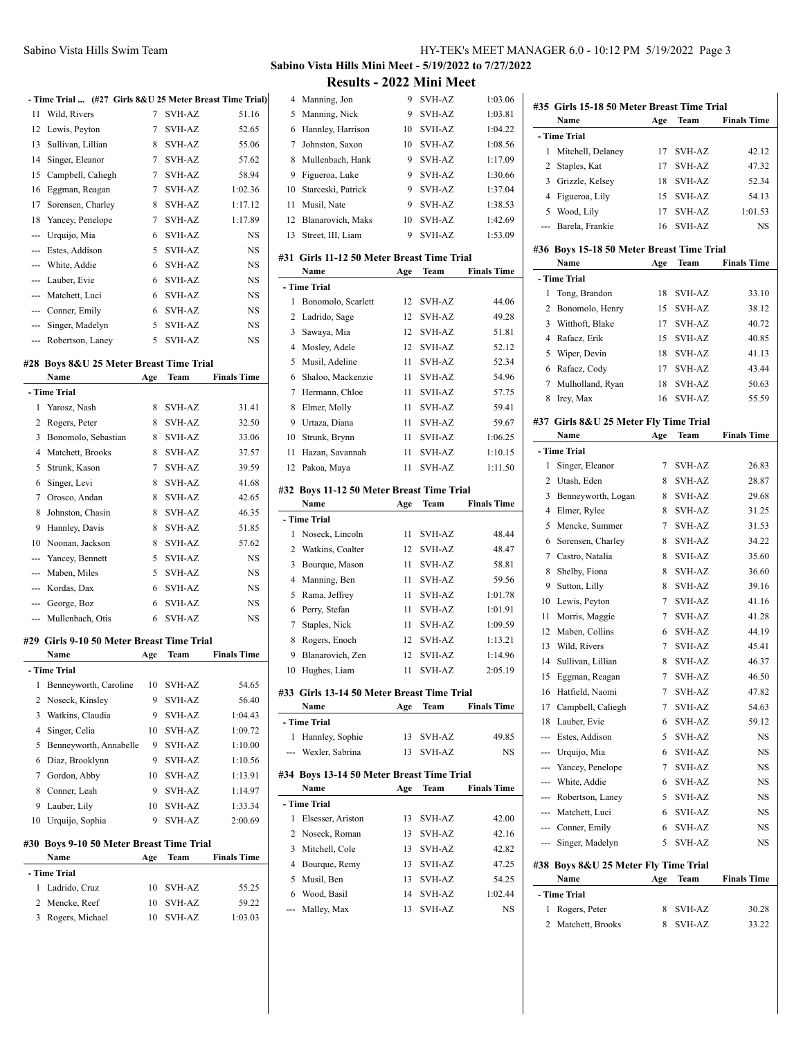## Sabino Vista Hills Mini Meet - 5/19/2022 to 7/27/2022

## Results - 2022 Mini Meet

**- Time Trial ... (#27 Girls 8&U 25 Meter Breast Time Trial)**

| | Name | Age | Team | Finals Time |
|---|---|---|---|---|
| 11 | Wild, Rivers | 7 | SVH-AZ | 51.16 |
| 12 | Lewis, Peyton | 7 | SVH-AZ | 52.65 |
| 13 | Sullivan, Lillian | 8 | SVH-AZ | 55.06 |
| 14 | Singer, Eleanor | 7 | SVH-AZ | 57.62 |
| 15 | Campbell, Caliegh | 7 | SVH-AZ | 58.94 |
| 16 | Eggman, Reagan | 7 | SVH-AZ | 1:02.36 |
| 17 | Sorensen, Charley | 8 | SVH-AZ | 1:17.12 |
| 18 | Yancey, Penelope | 7 | SVH-AZ | 1:17.89 |
| --- | Urquijo, Mia | 6 | SVH-AZ | NS |
| --- | Estes, Addison | 5 | SVH-AZ | NS |
| --- | White, Addie | 6 | SVH-AZ | NS |
| --- | Lauber, Evie | 6 | SVH-AZ | NS |
| --- | Matchett, Luci | 6 | SVH-AZ | NS |
| --- | Conner, Emily | 6 | SVH-AZ | NS |
| --- | Singer, Madelyn | 5 | SVH-AZ | NS |
| --- | Robertson, Laney | 5 | SVH-AZ | NS |

### #28 Boys 8&U 25 Meter Breast Time Trial

| | Name | Age | Team | Finals Time |
|---|---|---|---|---|
| **- Time Trial** | | | | |
| 1 | Yarosz, Nash | 8 | SVH-AZ | 31.41 |
| 2 | Rogers, Peter | 8 | SVH-AZ | 32.50 |
| 3 | Bonomolo, Sebastian | 8 | SVH-AZ | 33.06 |
| 4 | Matchett, Brooks | 8 | SVH-AZ | 37.57 |
| 5 | Strunk, Kason | 7 | SVH-AZ | 39.59 |
| 6 | Singer, Levi | 8 | SVH-AZ | 41.68 |
| 7 | Orosco, Andan | 8 | SVH-AZ | 42.65 |
| 8 | Johnston, Chasin | 8 | SVH-AZ | 46.35 |
| 9 | Hannley, Davis | 8 | SVH-AZ | 51.85 |
| 10 | Noonan, Jackson | 8 | SVH-AZ | 57.62 |
| --- | Yancey, Bennett | 5 | SVH-AZ | NS |
| --- | Maben, Miles | 5 | SVH-AZ | NS |
| --- | Kordas, Dax | 6 | SVH-AZ | NS |
| --- | George, Boz | 6 | SVH-AZ | NS |
| --- | Mullenbach, Otis | 6 | SVH-AZ | NS |

### #29 Girls 9-10 50 Meter Breast Time Trial

| | Name | Age | Team | Finals Time |
|---|---|---|---|---|
| **- Time Trial** | | | | |
| 1 | Benneyworth, Caroline | 10 | SVH-AZ | 54.65 |
| 2 | Noseck, Kinsley | 9 | SVH-AZ | 56.40 |
| 3 | Watkins, Claudia | 9 | SVH-AZ | 1:04.43 |
| 4 | Singer, Celia | 10 | SVH-AZ | 1:09.72 |
| 5 | Benneyworth, Annabelle | 9 | SVH-AZ | 1:10.00 |
| 6 | Diaz, Brooklynn | 9 | SVH-AZ | 1:10.56 |
| 7 | Gordon, Abby | 10 | SVH-AZ | 1:13.91 |
| 8 | Conner, Leah | 9 | SVH-AZ | 1:14.97 |
| 9 | Lauber, Lily | 10 | SVH-AZ | 1:33.34 |
| 10 | Urquijo, Sophia | 9 | SVH-AZ | 2:00.69 |

### #30 Boys 9-10 50 Meter Breast Time Trial

| | Name | Age | Team | Finals Time |
|---|---|---|---|---|
| **- Time Trial** | | | | |
| 1 | Ladrido, Cruz | 10 | SVH-AZ | 55.25 |
| 2 | Mencke, Reef | 10 | SVH-AZ | 59.22 |
| 3 | Rogers, Michael | 10 | SVH-AZ | 1:03.03 |
| 4 | Manning, Jon | 9 | SVH-AZ | 1:03.06 |
| 5 | Manning, Nick | 9 | SVH-AZ | 1:03.81 |
| 6 | Hannley, Harrison | 10 | SVH-AZ | 1:04.22 |
| 7 | Johnston, Saxon | 10 | SVH-AZ | 1:08.56 |
| 8 | Mullenbach, Hank | 9 | SVH-AZ | 1:17.09 |
| 9 | Figueroa, Luke | 9 | SVH-AZ | 1:30.66 |
| 10 | Starceski, Patrick | 9 | SVH-AZ | 1:37.04 |
| 11 | Musil, Nate | 9 | SVH-AZ | 1:38.53 |
| 12 | Blanarovich, Maks | 10 | SVH-AZ | 1:42.69 |
| 13 | Street, III, Liam | 9 | SVH-AZ | 1:53.09 |

### #31 Girls 11-12 50 Meter Breast Time Trial

| | Name | Age | Team | Finals Time |
|---|---|---|---|---|
| **- Time Trial** | | | | |
| 1 | Bonomolo, Scarlett | 12 | SVH-AZ | 44.06 |
| 2 | Ladrido, Sage | 12 | SVH-AZ | 49.28 |
| 3 | Sawaya, Mia | 12 | SVH-AZ | 51.81 |
| 4 | Mosley, Adele | 12 | SVH-AZ | 52.12 |
| 5 | Musil, Adeline | 11 | SVH-AZ | 52.34 |
| 6 | Shaloo, Mackenzie | 11 | SVH-AZ | 54.96 |
| 7 | Hermann, Chloe | 11 | SVH-AZ | 57.75 |
| 8 | Elmer, Molly | 11 | SVH-AZ | 59.41 |
| 9 | Urtaza, Diana | 11 | SVH-AZ | 59.67 |
| 10 | Strunk, Brynn | 11 | SVH-AZ | 1:06.25 |
| 11 | Hazan, Savannah | 11 | SVH-AZ | 1:10.15 |
| 12 | Pakoa, Maya | 11 | SVH-AZ | 1:11.50 |

### #32 Boys 11-12 50 Meter Breast Time Trial

| | Name | Age | Team | Finals Time |
|---|---|---|---|---|
| **- Time Trial** | | | | |
| 1 | Noseck, Lincoln | 11 | SVH-AZ | 48.44 |
| 2 | Watkins, Coalter | 12 | SVH-AZ | 48.47 |
| 3 | Bourque, Mason | 11 | SVH-AZ | 58.81 |
| 4 | Manning, Ben | 11 | SVH-AZ | 59.56 |
| 5 | Rama, Jeffrey | 11 | SVH-AZ | 1:01.78 |
| 6 | Perry, Stefan | 11 | SVH-AZ | 1:01.91 |
| 7 | Staples, Nick | 11 | SVH-AZ | 1:09.59 |
| 8 | Rogers, Enoch | 12 | SVH-AZ | 1:13.21 |
| 9 | Blanarovich, Zen | 12 | SVH-AZ | 1:14.96 |
| 10 | Hughes, Liam | 11 | SVH-AZ | 2:05.19 |

### #33 Girls 13-14 50 Meter Breast Time Trial

| | Name | Age | Team | Finals Time |
|---|---|---|---|---|
| **- Time Trial** | | | | |
| 1 | Hannley, Sophie | 13 | SVH-AZ | 49.85 |
| --- | Wexler, Sabrina | 13 | SVH-AZ | NS |

### #34 Boys 13-14 50 Meter Breast Time Trial

| | Name | Age | Team | Finals Time |
|---|---|---|---|---|
| **- Time Trial** | | | | |
| 1 | Elsesser, Ariston | 13 | SVH-AZ | 42.00 |
| 2 | Noseck, Roman | 13 | SVH-AZ | 42.16 |
| 3 | Mitchell, Cole | 13 | SVH-AZ | 42.82 |
| 4 | Bourque, Remy | 13 | SVH-AZ | 47.25 |
| 5 | Musil, Ben | 13 | SVH-AZ | 54.25 |
| 6 | Wood, Basil | 14 | SVH-AZ | 1:02.44 |
| --- | Malley, Max | 13 | SVH-AZ | NS |

### #35 Girls 15-18 50 Meter Breast Time Trial

| | Name | Age | Team | Finals Time |
|---|---|---|---|---|
| **- Time Trial** | | | | |
| 1 | Mitchell, Delaney | 17 | SVH-AZ | 42.12 |
| 2 | Staples, Kat | 17 | SVH-AZ | 47.32 |
| 3 | Grizzle, Kelsey | 18 | SVH-AZ | 52.34 |
| 4 | Figueroa, Lily | 15 | SVH-AZ | 54.13 |
| 5 | Wood, Lily | 17 | SVH-AZ | 1:01.53 |
| --- | Barela, Frankie | 16 | SVH-AZ | NS |

### #36 Boys 15-18 50 Meter Breast Time Trial

| | Name | Age | Team | Finals Time |
|---|---|---|---|---|
| **- Time Trial** | | | | |
| 1 | Tong, Brandon | 18 | SVH-AZ | 33.10 |
| 2 | Bonomolo, Henry | 15 | SVH-AZ | 38.12 |
| 3 | Witthoft, Blake | 17 | SVH-AZ | 40.72 |
| 4 | Rafacz, Erik | 15 | SVH-AZ | 40.85 |
| 5 | Wiper, Devin | 18 | SVH-AZ | 41.13 |
| 6 | Rafacz, Cody | 17 | SVH-AZ | 43.44 |
| 7 | Mulholland, Ryan | 18 | SVH-AZ | 50.63 |
| 8 | Irey, Max | 16 | SVH-AZ | 55.59 |

### #37 Girls 8&U 25 Meter Fly Time Trial

| | Name | Age | Team | Finals Time |
|---|---|---|---|---|
| **- Time Trial** | | | | |
| 1 | Singer, Eleanor | 7 | SVH-AZ | 26.83 |
| 2 | Utash, Eden | 8 | SVH-AZ | 28.87 |
| 3 | Benneyworth, Logan | 8 | SVH-AZ | 29.68 |
| 4 | Elmer, Rylee | 8 | SVH-AZ | 31.25 |
| 5 | Mencke, Summer | 7 | SVH-AZ | 31.53 |
| 6 | Sorensen, Charley | 8 | SVH-AZ | 34.22 |
| 7 | Castro, Natalia | 8 | SVH-AZ | 35.60 |
| 8 | Shelby, Fiona | 8 | SVH-AZ | 36.60 |
| 9 | Sutton, Lilly | 8 | SVH-AZ | 39.16 |
| 10 | Lewis, Peyton | 7 | SVH-AZ | 41.16 |
| 11 | Morris, Maggie | 7 | SVH-AZ | 41.28 |
| 12 | Maben, Collins | 6 | SVH-AZ | 44.19 |
| 13 | Wild, Rivers | 7 | SVH-AZ | 45.41 |
| 14 | Sullivan, Lillian | 8 | SVH-AZ | 46.37 |
| 15 | Eggman, Reagan | 7 | SVH-AZ | 46.50 |
| 16 | Hatfield, Naomi | 7 | SVH-AZ | 47.82 |
| 17 | Campbell, Caliegh | 7 | SVH-AZ | 54.63 |
| 18 | Lauber, Evie | 6 | SVH-AZ | 59.12 |
| --- | Estes, Addison | 5 | SVH-AZ | NS |
| --- | Urquijo, Mia | 6 | SVH-AZ | NS |
| --- | Yancey, Penelope | 7 | SVH-AZ | NS |
| --- | White, Addie | 6 | SVH-AZ | NS |
| --- | Robertson, Laney | 5 | SVH-AZ | NS |
| --- | Matchett, Luci | 6 | SVH-AZ | NS |
| --- | Conner, Emily | 6 | SVH-AZ | NS |
| --- | Singer, Madelyn | 5 | SVH-AZ | NS |

### #38 Boys 8&U 25 Meter Fly Time Trial

| | Name | Age | Team | Finals Time |
|---|---|---|---|---|
| **- Time Trial** | | | | |
| 1 | Rogers, Peter | 8 | SVH-AZ | 30.28 |
| 2 | Matchett, Brooks | 8 | SVH-AZ | 33.22 |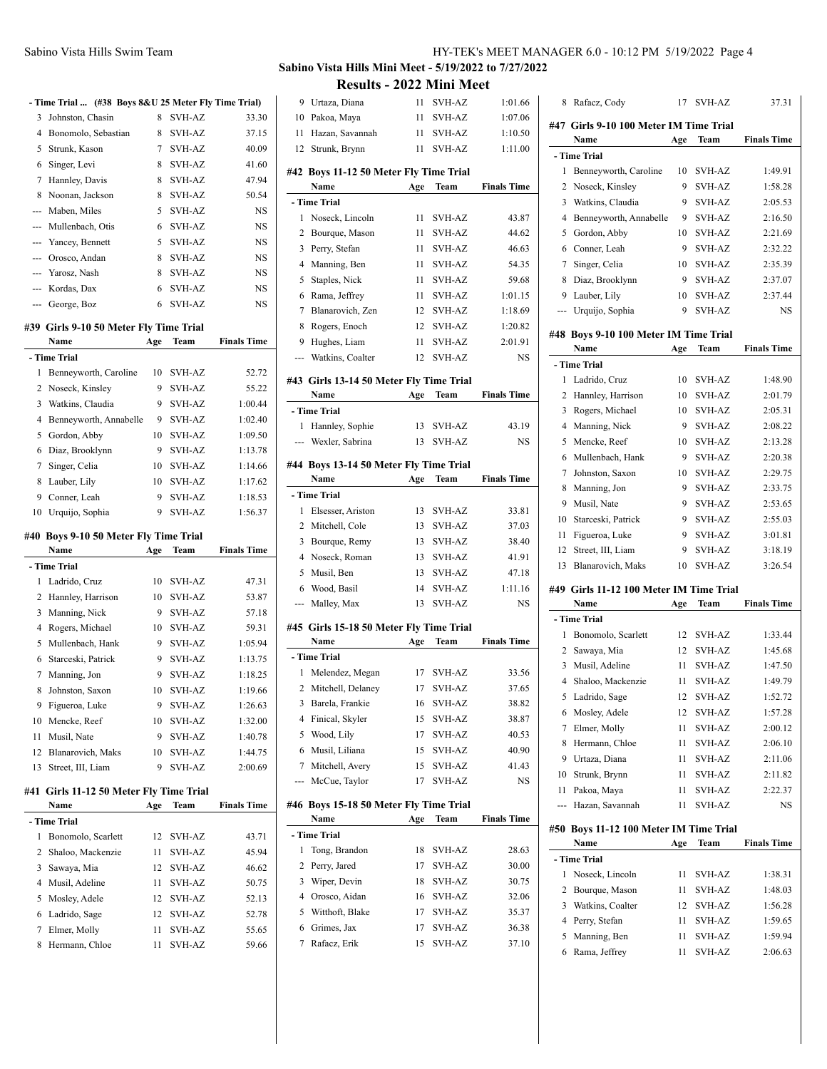## Sabino Vista Hills Mini Meet - 5/19/2022 to 7/27/2022

## Results - 2022 Mini Meet

### - Time Trial ... (#38 Boys 8&U 25 Meter Fly Time Trial)

| | Name | Age | Team | Finals Time |
|---|---|---|---|---|
| 3 | Johnston, Chasin | 8 | SVH-AZ | 33.30 |
| 4 | Bonomolo, Sebastian | 8 | SVH-AZ | 37.15 |
| 5 | Strunk, Kason | 7 | SVH-AZ | 40.09 |
| 6 | Singer, Levi | 8 | SVH-AZ | 41.60 |
| 7 | Hannley, Davis | 8 | SVH-AZ | 47.94 |
| 8 | Noonan, Jackson | 8 | SVH-AZ | 50.54 |
| --- | Maben, Miles | 5 | SVH-AZ | NS |
| --- | Mullenbach, Otis | 6 | SVH-AZ | NS |
| --- | Yancey, Bennett | 5 | SVH-AZ | NS |
| --- | Orosco, Andan | 8 | SVH-AZ | NS |
| --- | Yarosz, Nash | 8 | SVH-AZ | NS |
| --- | Kordas, Dax | 6 | SVH-AZ | NS |
| --- | George, Boz | 6 | SVH-AZ | NS |

### #39 Girls 9-10 50 Meter Fly Time Trial

| | Name | Age | Team | Finals Time |
|---|---|---|---|---|
| **- Time Trial** | | | | |
| 1 | Benneyworth, Caroline | 10 | SVH-AZ | 52.72 |
| 2 | Noseck, Kinsley | 9 | SVH-AZ | 55.22 |
| 3 | Watkins, Claudia | 9 | SVH-AZ | 1:00.44 |
| 4 | Benneyworth, Annabelle | 9 | SVH-AZ | 1:02.40 |
| 5 | Gordon, Abby | 10 | SVH-AZ | 1:09.50 |
| 6 | Diaz, Brooklynn | 9 | SVH-AZ | 1:13.78 |
| 7 | Singer, Celia | 10 | SVH-AZ | 1:14.66 |
| 8 | Lauber, Lily | 10 | SVH-AZ | 1:17.62 |
| 9 | Conner, Leah | 9 | SVH-AZ | 1:18.53 |
| 10 | Urquijo, Sophia | 9 | SVH-AZ | 1:56.37 |

### #40 Boys 9-10 50 Meter Fly Time Trial

| | Name | Age | Team | Finals Time |
|---|---|---|---|---|
| **- Time Trial** | | | | |
| 1 | Ladrido, Cruz | 10 | SVH-AZ | 47.31 |
| 2 | Hannley, Harrison | 10 | SVH-AZ | 53.87 |
| 3 | Manning, Nick | 9 | SVH-AZ | 57.18 |
| 4 | Rogers, Michael | 10 | SVH-AZ | 59.31 |
| 5 | Mullenbach, Hank | 9 | SVH-AZ | 1:05.94 |
| 6 | Starceski, Patrick | 9 | SVH-AZ | 1:13.75 |
| 7 | Manning, Jon | 9 | SVH-AZ | 1:18.25 |
| 8 | Johnston, Saxon | 10 | SVH-AZ | 1:19.66 |
| 9 | Figueroa, Luke | 9 | SVH-AZ | 1:26.63 |
| 10 | Mencke, Reef | 10 | SVH-AZ | 1:32.00 |
| 11 | Musil, Nate | 9 | SVH-AZ | 1:40.78 |
| 12 | Blanarovich, Maks | 10 | SVH-AZ | 1:44.75 |
| 13 | Street, III, Liam | 9 | SVH-AZ | 2:00.69 |

### #41 Girls 11-12 50 Meter Fly Time Trial

| | Name | Age | Team | Finals Time |
|---|---|---|---|---|
| **- Time Trial** | | | | |
| 1 | Bonomolo, Scarlett | 12 | SVH-AZ | 43.71 |
| 2 | Shaloo, Mackenzie | 11 | SVH-AZ | 45.94 |
| 3 | Sawaya, Mia | 12 | SVH-AZ | 46.62 |
| 4 | Musil, Adeline | 11 | SVH-AZ | 50.75 |
| 5 | Mosley, Adele | 12 | SVH-AZ | 52.13 |
| 6 | Ladrido, Sage | 12 | SVH-AZ | 52.78 |
| 7 | Elmer, Molly | 11 | SVH-AZ | 55.65 |
| 8 | Hermann, Chloe | 11 | SVH-AZ | 59.66 |
| 9 | Urtaza, Diana | 11 | SVH-AZ | 1:01.66 |
| 10 | Pakoa, Maya | 11 | SVH-AZ | 1:07.06 |
| 11 | Hazan, Savannah | 11 | SVH-AZ | 1:10.50 |
| 12 | Strunk, Brynn | 11 | SVH-AZ | 1:11.00 |

### #42 Boys 11-12 50 Meter Fly Time Trial

| | Name | Age | Team | Finals Time |
|---|---|---|---|---|
| **- Time Trial** | | | | |
| 1 | Noseck, Lincoln | 11 | SVH-AZ | 43.87 |
| 2 | Bourque, Mason | 11 | SVH-AZ | 44.62 |
| 3 | Perry, Stefan | 11 | SVH-AZ | 46.63 |
| 4 | Manning, Ben | 11 | SVH-AZ | 54.35 |
| 5 | Staples, Nick | 11 | SVH-AZ | 59.68 |
| 6 | Rama, Jeffrey | 11 | SVH-AZ | 1:01.15 |
| 7 | Blanarovich, Zen | 12 | SVH-AZ | 1:18.69 |
| 8 | Rogers, Enoch | 12 | SVH-AZ | 1:20.82 |
| 9 | Hughes, Liam | 11 | SVH-AZ | 2:01.91 |
| --- | Watkins, Coalter | 12 | SVH-AZ | NS |

### #43 Girls 13-14 50 Meter Fly Time Trial

| | Name | Age | Team | Finals Time |
|---|---|---|---|---|
| **- Time Trial** | | | | |
| 1 | Hannley, Sophie | 13 | SVH-AZ | 43.19 |
| --- | Wexler, Sabrina | 13 | SVH-AZ | NS |

### #44 Boys 13-14 50 Meter Fly Time Trial

| | Name | Age | Team | Finals Time |
|---|---|---|---|---|
| **- Time Trial** | | | | |
| 1 | Elsesser, Ariston | 13 | SVH-AZ | 33.81 |
| 2 | Mitchell, Cole | 13 | SVH-AZ | 37.03 |
| 3 | Bourque, Remy | 13 | SVH-AZ | 38.40 |
| 4 | Noseck, Roman | 13 | SVH-AZ | 41.91 |
| 5 | Musil, Ben | 13 | SVH-AZ | 47.18 |
| 6 | Wood, Basil | 14 | SVH-AZ | 1:11.16 |
| --- | Malley, Max | 13 | SVH-AZ | NS |

### #45 Girls 15-18 50 Meter Fly Time Trial

| | Name | Age | Team | Finals Time |
|---|---|---|---|---|
| **- Time Trial** | | | | |
| 1 | Melendez, Megan | 17 | SVH-AZ | 33.56 |
| 2 | Mitchell, Delaney | 17 | SVH-AZ | 37.65 |
| 3 | Barela, Frankie | 16 | SVH-AZ | 38.82 |
| 4 | Finical, Skyler | 15 | SVH-AZ | 38.87 |
| 5 | Wood, Lily | 17 | SVH-AZ | 40.53 |
| 6 | Musil, Liliana | 15 | SVH-AZ | 40.90 |
| 7 | Mitchell, Avery | 15 | SVH-AZ | 41.43 |
| --- | McCue, Taylor | 17 | SVH-AZ | NS |

### #46 Boys 15-18 50 Meter Fly Time Trial

| | Name | Age | Team | Finals Time |
|---|---|---|---|---|
| **- Time Trial** | | | | |
| 1 | Tong, Brandon | 18 | SVH-AZ | 28.63 |
| 2 | Perry, Jared | 17 | SVH-AZ | 30.00 |
| 3 | Wiper, Devin | 18 | SVH-AZ | 30.75 |
| 4 | Orosco, Aidan | 16 | SVH-AZ | 32.06 |
| 5 | Witthoft, Blake | 17 | SVH-AZ | 35.37 |
| 6 | Grimes, Jax | 17 | SVH-AZ | 36.38 |
| 7 | Rafacz, Erik | 15 | SVH-AZ | 37.10 |
| 8 | Rafacz, Cody | 17 | SVH-AZ | 37.31 |

### #47 Girls 9-10 100 Meter IM Time Trial

| | Name | Age | Team | Finals Time |
|---|---|---|---|---|
| **- Time Trial** | | | | |
| 1 | Benneyworth, Caroline | 10 | SVH-AZ | 1:49.91 |
| 2 | Noseck, Kinsley | 9 | SVH-AZ | 1:58.28 |
| 3 | Watkins, Claudia | 9 | SVH-AZ | 2:05.53 |
| 4 | Benneyworth, Annabelle | 9 | SVH-AZ | 2:16.50 |
| 5 | Gordon, Abby | 10 | SVH-AZ | 2:21.69 |
| 6 | Conner, Leah | 9 | SVH-AZ | 2:32.22 |
| 7 | Singer, Celia | 10 | SVH-AZ | 2:35.39 |
| 8 | Diaz, Brooklynn | 9 | SVH-AZ | 2:37.07 |
| 9 | Lauber, Lily | 10 | SVH-AZ | 2:37.44 |
| --- | Urquijo, Sophia | 9 | SVH-AZ | NS |

### #48 Boys 9-10 100 Meter IM Time Trial

| | Name | Age | Team | Finals Time |
|---|---|---|---|---|
| **- Time Trial** | | | | |
| 1 | Ladrido, Cruz | 10 | SVH-AZ | 1:48.90 |
| 2 | Hannley, Harrison | 10 | SVH-AZ | 2:01.79 |
| 3 | Rogers, Michael | 10 | SVH-AZ | 2:05.31 |
| 4 | Manning, Nick | 9 | SVH-AZ | 2:08.22 |
| 5 | Mencke, Reef | 10 | SVH-AZ | 2:13.28 |
| 6 | Mullenbach, Hank | 9 | SVH-AZ | 2:20.38 |
| 7 | Johnston, Saxon | 10 | SVH-AZ | 2:29.75 |
| 8 | Manning, Jon | 9 | SVH-AZ | 2:33.75 |
| 9 | Musil, Nate | 9 | SVH-AZ | 2:53.65 |
| 10 | Starceski, Patrick | 9 | SVH-AZ | 2:55.03 |
| 11 | Figueroa, Luke | 9 | SVH-AZ | 3:01.81 |
| 12 | Street, III, Liam | 9 | SVH-AZ | 3:18.19 |
| 13 | Blanarovich, Maks | 10 | SVH-AZ | 3:26.54 |

### #49 Girls 11-12 100 Meter IM Time Trial

| | Name | Age | Team | Finals Time |
|---|---|---|---|---|
| **- Time Trial** | | | | |
| 1 | Bonomolo, Scarlett | 12 | SVH-AZ | 1:33.44 |
| 2 | Sawaya, Mia | 12 | SVH-AZ | 1:45.68 |
| 3 | Musil, Adeline | 11 | SVH-AZ | 1:47.50 |
| 4 | Shaloo, Mackenzie | 11 | SVH-AZ | 1:49.79 |
| 5 | Ladrido, Sage | 12 | SVH-AZ | 1:52.72 |
| 6 | Mosley, Adele | 12 | SVH-AZ | 1:57.28 |
| 7 | Elmer, Molly | 11 | SVH-AZ | 2:00.12 |
| 8 | Hermann, Chloe | 11 | SVH-AZ | 2:06.10 |
| 9 | Urtaza, Diana | 11 | SVH-AZ | 2:11.06 |
| 10 | Strunk, Brynn | 11 | SVH-AZ | 2:11.82 |
| 11 | Pakoa, Maya | 11 | SVH-AZ | 2:22.37 |
| --- | Hazan, Savannah | 11 | SVH-AZ | NS |

### #50 Boys 11-12 100 Meter IM Time Trial

| | Name | Age | Team | Finals Time |
|---|---|---|---|---|
| **- Time Trial** | | | | |
| 1 | Noseck, Lincoln | 11 | SVH-AZ | 1:38.31 |
| 2 | Bourque, Mason | 11 | SVH-AZ | 1:48.03 |
| 3 | Watkins, Coalter | 12 | SVH-AZ | 1:56.28 |
| 4 | Perry, Stefan | 11 | SVH-AZ | 1:59.65 |
| 5 | Manning, Ben | 11 | SVH-AZ | 1:59.94 |
| 6 | Rama, Jeffrey | 11 | SVH-AZ | 2:06.63 |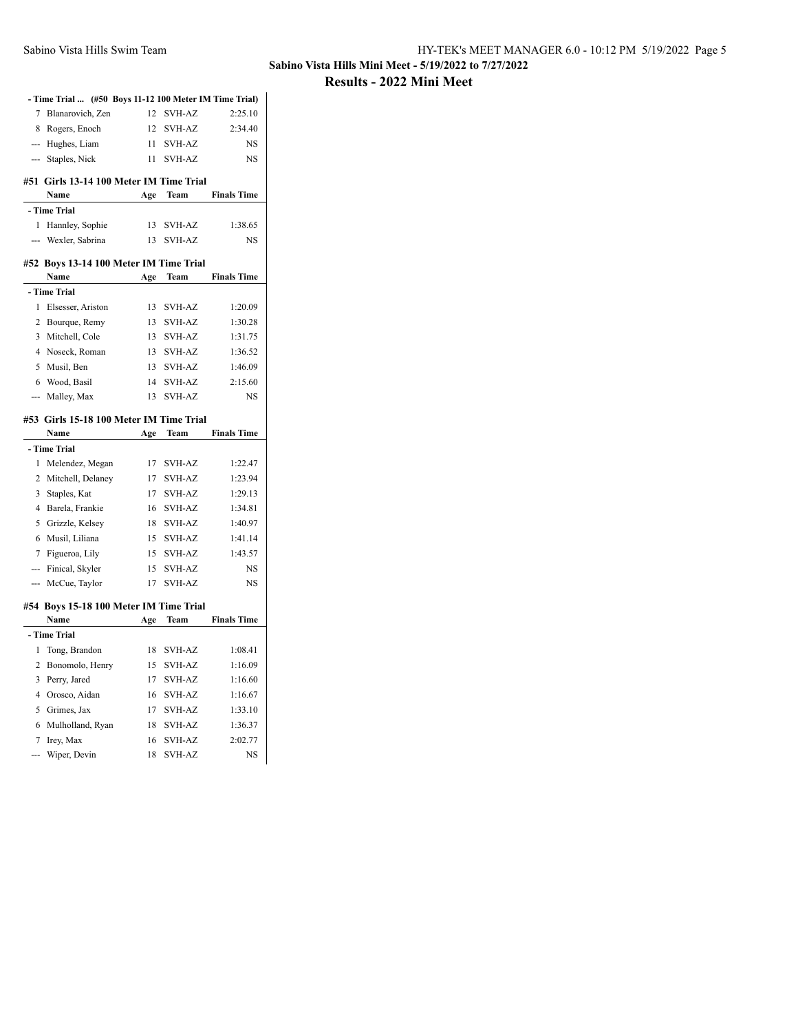## Sabino Vista Hills Mini Meet - 5/19/2022 to 7/27/2022

## Results - 2022 Mini Meet

**- Time Trial ... (#50 Boys 11-12 100 Meter IM Time Trial)**

| | Name | Age | Team | Finals Time |
|---|---|---|---|---|
| 7 | Blanarovich, Zen | 12 | SVH-AZ | 2:25.10 |
| 8 | Rogers, Enoch | 12 | SVH-AZ | 2:34.40 |
| --- | Hughes, Liam | 11 | SVH-AZ | NS |
| --- | Staples, Nick | 11 | SVH-AZ | NS |

### #51 Girls 13-14 100 Meter IM Time Trial

| | Name | Age | Team | Finals Time |
|---|---|---|---|---|
| - Time Trial | | | | |
| 1 | Hannley, Sophie | 13 | SVH-AZ | 1:38.65 |
| --- | Wexler, Sabrina | 13 | SVH-AZ | NS |

### #52 Boys 13-14 100 Meter IM Time Trial

| | Name | Age | Team | Finals Time |
|---|---|---|---|---|
| - Time Trial | | | | |
| 1 | Elsesser, Ariston | 13 | SVH-AZ | 1:20.09 |
| 2 | Bourque, Remy | 13 | SVH-AZ | 1:30.28 |
| 3 | Mitchell, Cole | 13 | SVH-AZ | 1:31.75 |
| 4 | Noseck, Roman | 13 | SVH-AZ | 1:36.52 |
| 5 | Musil, Ben | 13 | SVH-AZ | 1:46.09 |
| 6 | Wood, Basil | 14 | SVH-AZ | 2:15.60 |
| --- | Malley, Max | 13 | SVH-AZ | NS |

### #53 Girls 15-18 100 Meter IM Time Trial

| | Name | Age | Team | Finals Time |
|---|---|---|---|---|
| - Time Trial | | | | |
| 1 | Melendez, Megan | 17 | SVH-AZ | 1:22.47 |
| 2 | Mitchell, Delaney | 17 | SVH-AZ | 1:23.94 |
| 3 | Staples, Kat | 17 | SVH-AZ | 1:29.13 |
| 4 | Barela, Frankie | 16 | SVH-AZ | 1:34.81 |
| 5 | Grizzle, Kelsey | 18 | SVH-AZ | 1:40.97 |
| 6 | Musil, Liliana | 15 | SVH-AZ | 1:41.14 |
| 7 | Figueroa, Lily | 15 | SVH-AZ | 1:43.57 |
| --- | Finical, Skyler | 15 | SVH-AZ | NS |
| --- | McCue, Taylor | 17 | SVH-AZ | NS |

### #54 Boys 15-18 100 Meter IM Time Trial

| | Name | Age | Team | Finals Time |
|---|---|---|---|---|
| - Time Trial | | | | |
| 1 | Tong, Brandon | 18 | SVH-AZ | 1:08.41 |
| 2 | Bonomolo, Henry | 15 | SVH-AZ | 1:16.09 |
| 3 | Perry, Jared | 17 | SVH-AZ | 1:16.60 |
| 4 | Orosco, Aidan | 16 | SVH-AZ | 1:16.67 |
| 5 | Grimes, Jax | 17 | SVH-AZ | 1:33.10 |
| 6 | Mulholland, Ryan | 18 | SVH-AZ | 1:36.37 |
| 7 | Irey, Max | 16 | SVH-AZ | 2:02.77 |
| --- | Wiper, Devin | 18 | SVH-AZ | NS |